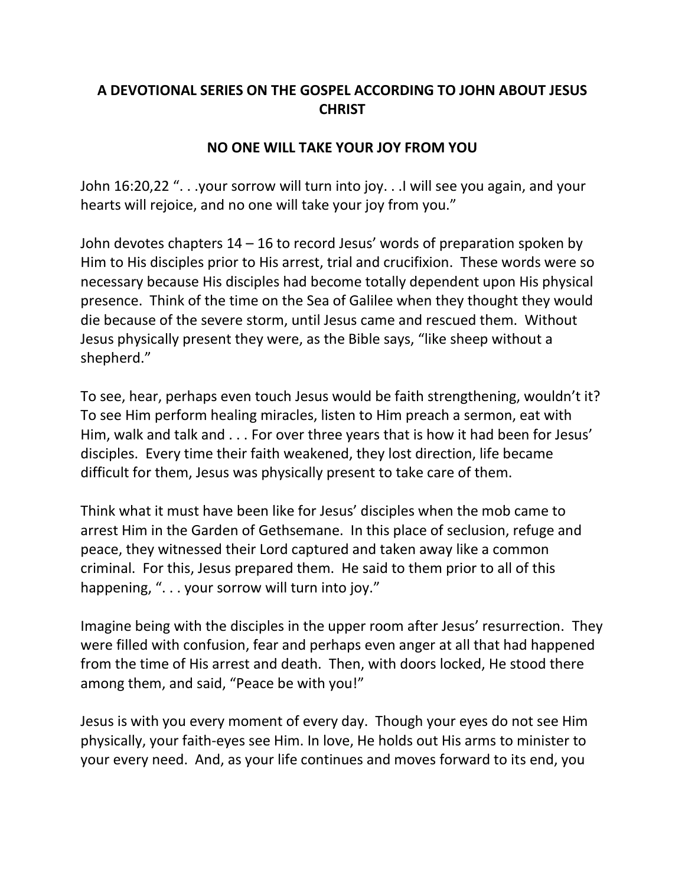## A DEVOTIONAL SERIES ON THE GOSPEL ACCORDING TO JOHN ABOUT JESUS CHRIST

## NO ONE WILL TAKE YOUR JOY FROM YOU

John 16:20,22 ". . .your sorrow will turn into joy. . .I will see you again, and your hearts will rejoice, and no one will take your joy from you."

John devotes chapters 14 – 16 to record Jesus' words of preparation spoken by Him to His disciples prior to His arrest, trial and crucifixion. These words were so necessary because His disciples had become totally dependent upon His physical presence. Think of the time on the Sea of Galilee when they thought they would die because of the severe storm, until Jesus came and rescued them. Without Jesus physically present they were, as the Bible says, "like sheep without a shepherd."

To see, hear, perhaps even touch Jesus would be faith strengthening, wouldn't it? To see Him perform healing miracles, listen to Him preach a sermon, eat with Him, walk and talk and . . . For over three years that is how it had been for Jesus' disciples. Every time their faith weakened, they lost direction, life became difficult for them, Jesus was physically present to take care of them.

Think what it must have been like for Jesus' disciples when the mob came to arrest Him in the Garden of Gethsemane. In this place of seclusion, refuge and peace, they witnessed their Lord captured and taken away like a common criminal. For this, Jesus prepared them. He said to them prior to all of this happening, ". . . your sorrow will turn into joy."

Imagine being with the disciples in the upper room after Jesus' resurrection. They were filled with confusion, fear and perhaps even anger at all that had happened from the time of His arrest and death. Then, with doors locked, He stood there among them, and said, "Peace be with you!"

Jesus is with you every moment of every day. Though your eyes do not see Him physically, your faith-eyes see Him. In love, He holds out His arms to minister to your every need. And, as your life continues and moves forward to its end, you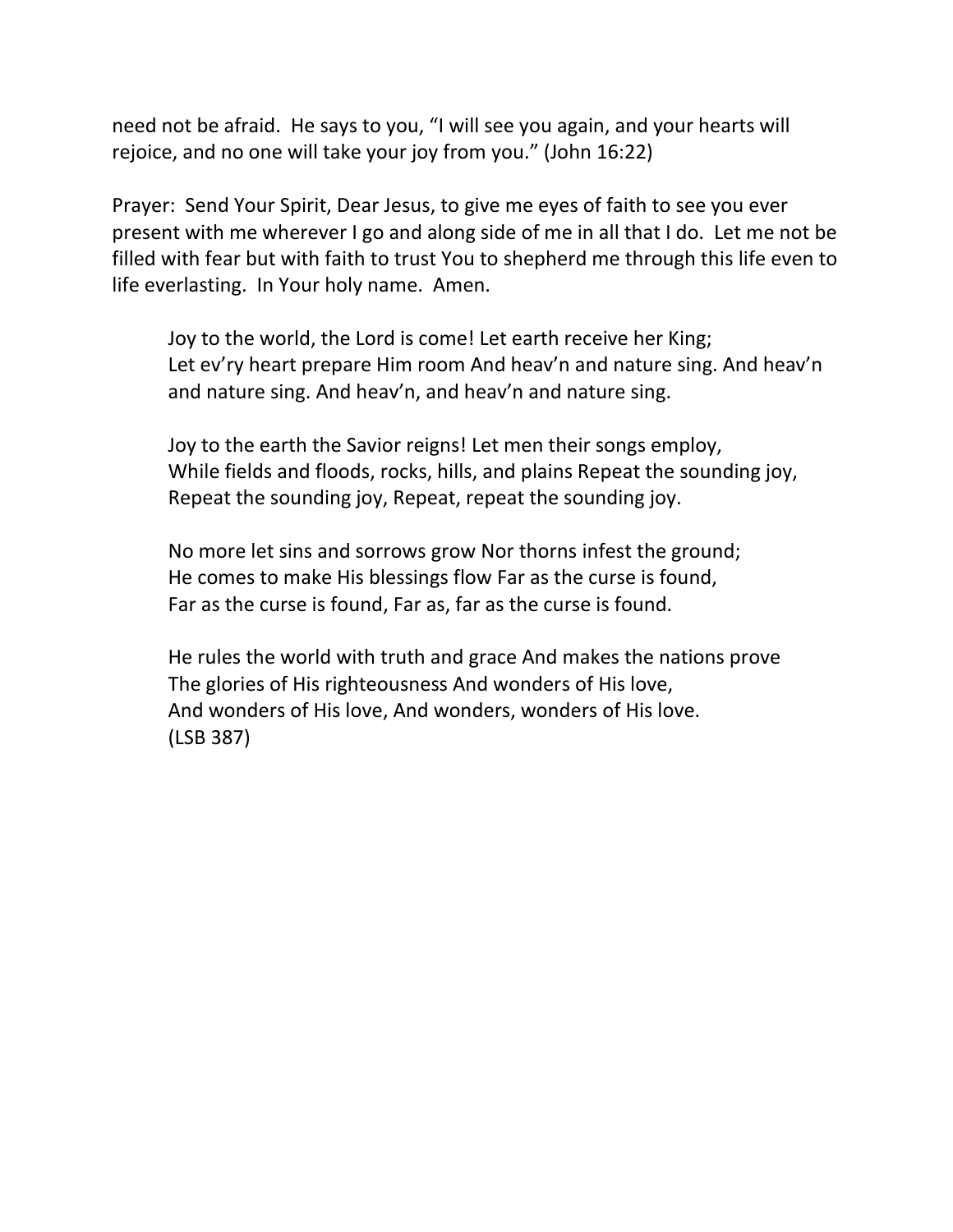need not be afraid. He says to you, "I will see you again, and your hearts will rejoice, and no one will take your joy from you." (John 16:22)

Prayer: Send Your Spirit, Dear Jesus, to give me eyes of faith to see you ever present with me wherever I go and along side of me in all that I do. Let me not be filled with fear but with faith to trust You to shepherd me through this life even to life everlasting. In Your holy name. Amen.

> Joy to the world, the Lord is come! Let earth receive her King;
> Let ev'ry heart prepare Him room And heav'n and nature sing. And heav'n and nature sing. And heav'n, and heav'n and nature sing.
>
> Joy to the earth the Savior reigns! Let men their songs employ,
> While fields and floods, rocks, hills, and plains Repeat the sounding joy,
> Repeat the sounding joy, Repeat, repeat the sounding joy.
>
> No more let sins and sorrows grow Nor thorns infest the ground;
> He comes to make His blessings flow Far as the curse is found,
> Far as the curse is found, Far as, far as the curse is found.
>
> He rules the world with truth and grace And makes the nations prove
> The glories of His righteousness And wonders of His love,
> And wonders of His love, And wonders, wonders of His love.
> (LSB 387)